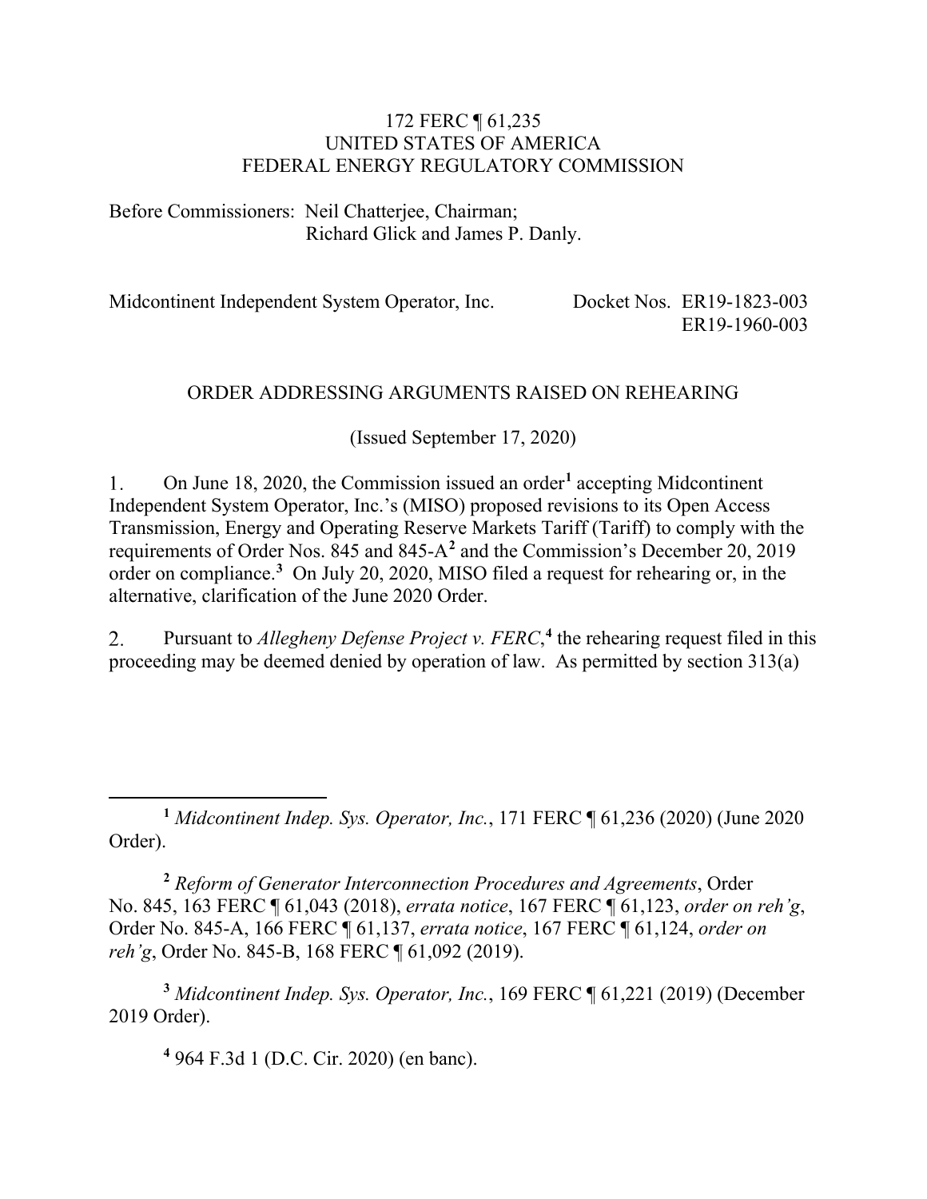172 FERC ¶ 61,235
UNITED STATES OF AMERICA
FEDERAL ENERGY REGULATORY COMMISSION

Before Commissioners: Neil Chatterjee, Chairman;
Richard Glick and James P. Danly.

Midcontinent Independent System Operator, Inc. Docket Nos. ER19-1823-003
ER19-1960-003

ORDER ADDRESSING ARGUMENTS RAISED ON REHEARING

(Issued September 17, 2020)

1. On June 18, 2020, the Commission issued an order[1] accepting Midcontinent Independent System Operator, Inc.'s (MISO) proposed revisions to its Open Access Transmission, Energy and Operating Reserve Markets Tariff (Tariff) to comply with the requirements of Order Nos. 845 and 845-A[2] and the Commission's December 20, 2019 order on compliance.[3] On July 20, 2020, MISO filed a request for rehearing or, in the alternative, clarification of the June 2020 Order.

2. Pursuant to *Allegheny Defense Project v. FERC*,[4] the rehearing request filed in this proceeding may be deemed denied by operation of law. As permitted by section 313(a)

---

[1] *Midcontinent Indep. Sys. Operator, Inc.*, 171 FERC ¶ 61,236 (2020) (June 2020 Order).

[2] *Reform of Generator Interconnection Procedures and Agreements*, Order No. 845, 163 FERC ¶ 61,043 (2018), *errata notice*, 167 FERC ¶ 61,123, *order on reh'g*, Order No. 845-A, 166 FERC ¶ 61,137, *errata notice*, 167 FERC ¶ 61,124, *order on reh'g*, Order No. 845-B, 168 FERC ¶ 61,092 (2019).

[3] *Midcontinent Indep. Sys. Operator, Inc.*, 169 FERC ¶ 61,221 (2019) (December 2019 Order).

[4] 964 F.3d 1 (D.C. Cir. 2020) (en banc).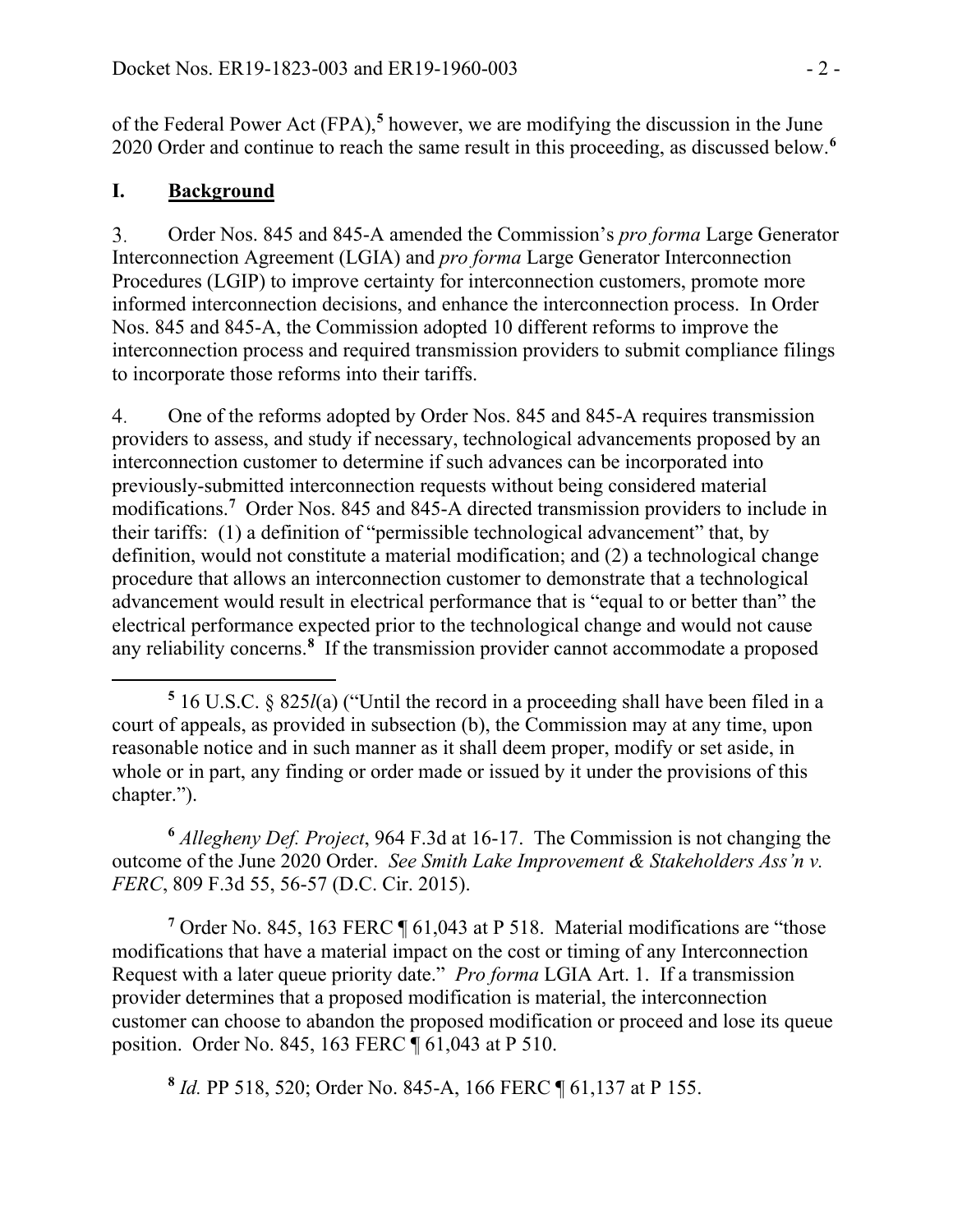of the Federal Power Act (FPA),[5] however, we are modifying the discussion in the June 2020 Order and continue to reach the same result in this proceeding, as discussed below.[6]

## I. Background

3. Order Nos. 845 and 845-A amended the Commission's *pro forma* Large Generator Interconnection Agreement (LGIA) and *pro forma* Large Generator Interconnection Procedures (LGIP) to improve certainty for interconnection customers, promote more informed interconnection decisions, and enhance the interconnection process. In Order Nos. 845 and 845-A, the Commission adopted 10 different reforms to improve the interconnection process and required transmission providers to submit compliance filings to incorporate those reforms into their tariffs.

4. One of the reforms adopted by Order Nos. 845 and 845-A requires transmission providers to assess, and study if necessary, technological advancements proposed by an interconnection customer to determine if such advances can be incorporated into previously-submitted interconnection requests without being considered material modifications.[7] Order Nos. 845 and 845-A directed transmission providers to include in their tariffs: (1) a definition of "permissible technological advancement" that, by definition, would not constitute a material modification; and (2) a technological change procedure that allows an interconnection customer to demonstrate that a technological advancement would result in electrical performance that is "equal to or better than" the electrical performance expected prior to the technological change and would not cause any reliability concerns.[8] If the transmission provider cannot accommodate a proposed

---

[5] 16 U.S.C. § 825*l*(a) ("Until the record in a proceeding shall have been filed in a court of appeals, as provided in subsection (b), the Commission may at any time, upon reasonable notice and in such manner as it shall deem proper, modify or set aside, in whole or in part, any finding or order made or issued by it under the provisions of this chapter.").

[6] *Allegheny Def. Project*, 964 F.3d at 16-17. The Commission is not changing the outcome of the June 2020 Order. *See Smith Lake Improvement & Stakeholders Ass'n v. FERC*, 809 F.3d 55, 56-57 (D.C. Cir. 2015).

[7] Order No. 845, 163 FERC ¶ 61,043 at P 518. Material modifications are "those modifications that have a material impact on the cost or timing of any Interconnection Request with a later queue priority date." *Pro forma* LGIA Art. 1. If a transmission provider determines that a proposed modification is material, the interconnection customer can choose to abandon the proposed modification or proceed and lose its queue position. Order No. 845, 163 FERC ¶ 61,043 at P 510.

[8] *Id.* PP 518, 520; Order No. 845-A, 166 FERC ¶ 61,137 at P 155.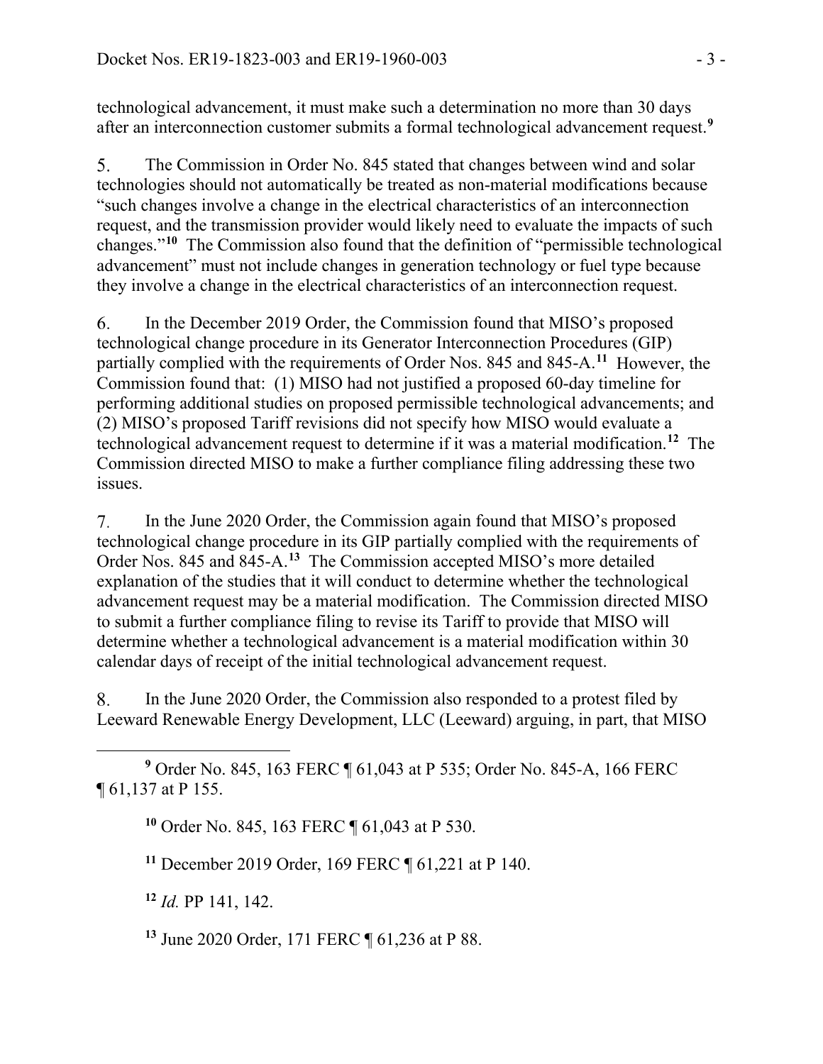technological advancement, it must make such a determination no more than 30 days after an interconnection customer submits a formal technological advancement request.[9]

5. The Commission in Order No. 845 stated that changes between wind and solar technologies should not automatically be treated as non-material modifications because "such changes involve a change in the electrical characteristics of an interconnection request, and the transmission provider would likely need to evaluate the impacts of such changes."[10] The Commission also found that the definition of "permissible technological advancement" must not include changes in generation technology or fuel type because they involve a change in the electrical characteristics of an interconnection request.

6. In the December 2019 Order, the Commission found that MISO's proposed technological change procedure in its Generator Interconnection Procedures (GIP) partially complied with the requirements of Order Nos. 845 and 845-A.[11] However, the Commission found that: (1) MISO had not justified a proposed 60-day timeline for performing additional studies on proposed permissible technological advancements; and (2) MISO's proposed Tariff revisions did not specify how MISO would evaluate a technological advancement request to determine if it was a material modification.[12] The Commission directed MISO to make a further compliance filing addressing these two issues.

7. In the June 2020 Order, the Commission again found that MISO's proposed technological change procedure in its GIP partially complied with the requirements of Order Nos. 845 and 845-A.[13] The Commission accepted MISO's more detailed explanation of the studies that it will conduct to determine whether the technological advancement request may be a material modification. The Commission directed MISO to submit a further compliance filing to revise its Tariff to provide that MISO will determine whether a technological advancement is a material modification within 30 calendar days of receipt of the initial technological advancement request.

8. In the June 2020 Order, the Commission also responded to a protest filed by Leeward Renewable Energy Development, LLC (Leeward) arguing, in part, that MISO

---

[9] Order No. 845, 163 FERC ¶ 61,043 at P 535; Order No. 845-A, 166 FERC ¶ 61,137 at P 155.

[10] Order No. 845, 163 FERC ¶ 61,043 at P 530.

[11] December 2019 Order, 169 FERC ¶ 61,221 at P 140.

[12] *Id.* PP 141, 142.

[13] June 2020 Order, 171 FERC ¶ 61,236 at P 88.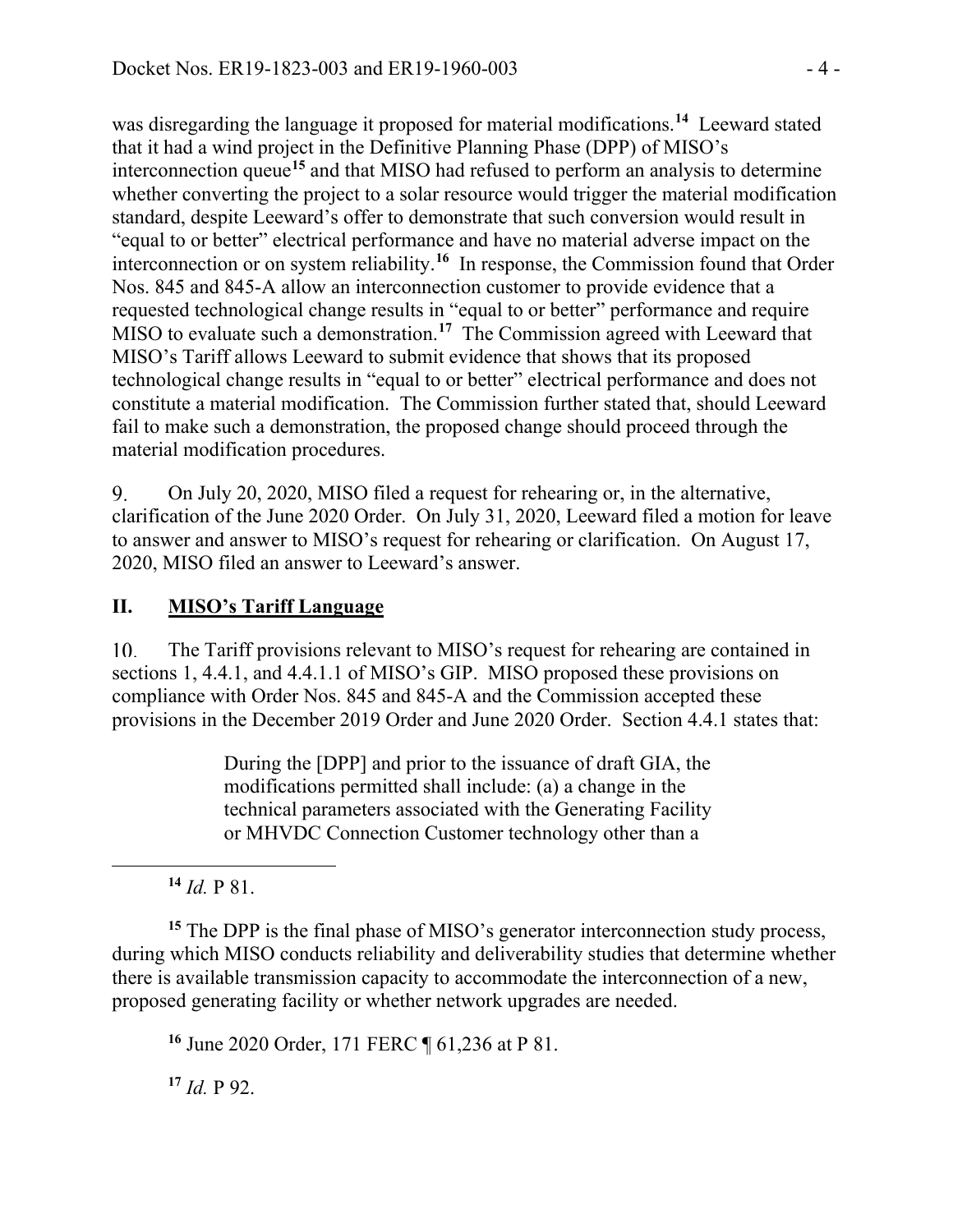was disregarding the language it proposed for material modifications.[14] Leeward stated that it had a wind project in the Definitive Planning Phase (DPP) of MISO's interconnection queue[15] and that MISO had refused to perform an analysis to determine whether converting the project to a solar resource would trigger the material modification standard, despite Leeward's offer to demonstrate that such conversion would result in "equal to or better" electrical performance and have no material adverse impact on the interconnection or on system reliability.[16] In response, the Commission found that Order Nos. 845 and 845-A allow an interconnection customer to provide evidence that a requested technological change results in "equal to or better" performance and require MISO to evaluate such a demonstration.[17] The Commission agreed with Leeward that MISO's Tariff allows Leeward to submit evidence that shows that its proposed technological change results in "equal to or better" electrical performance and does not constitute a material modification. The Commission further stated that, should Leeward fail to make such a demonstration, the proposed change should proceed through the material modification procedures.

9. On July 20, 2020, MISO filed a request for rehearing or, in the alternative, clarification of the June 2020 Order. On July 31, 2020, Leeward filed a motion for leave to answer and answer to MISO's request for rehearing or clarification. On August 17, 2020, MISO filed an answer to Leeward's answer.

## II. MISO's Tariff Language

10. The Tariff provisions relevant to MISO's request for rehearing are contained in sections 1, 4.4.1, and 4.4.1.1 of MISO's GIP. MISO proposed these provisions on compliance with Order Nos. 845 and 845-A and the Commission accepted these provisions in the December 2019 Order and June 2020 Order. Section 4.4.1 states that:

> During the [DPP] and prior to the issuance of draft GIA, the modifications permitted shall include: (a) a change in the technical parameters associated with the Generating Facility or MHVDC Connection Customer technology other than a

[14] *Id.* P 81.

[15] The DPP is the final phase of MISO's generator interconnection study process, during which MISO conducts reliability and deliverability studies that determine whether there is available transmission capacity to accommodate the interconnection of a new, proposed generating facility or whether network upgrades are needed.

[16] June 2020 Order, 171 FERC ¶ 61,236 at P 81.

[17] *Id.* P 92.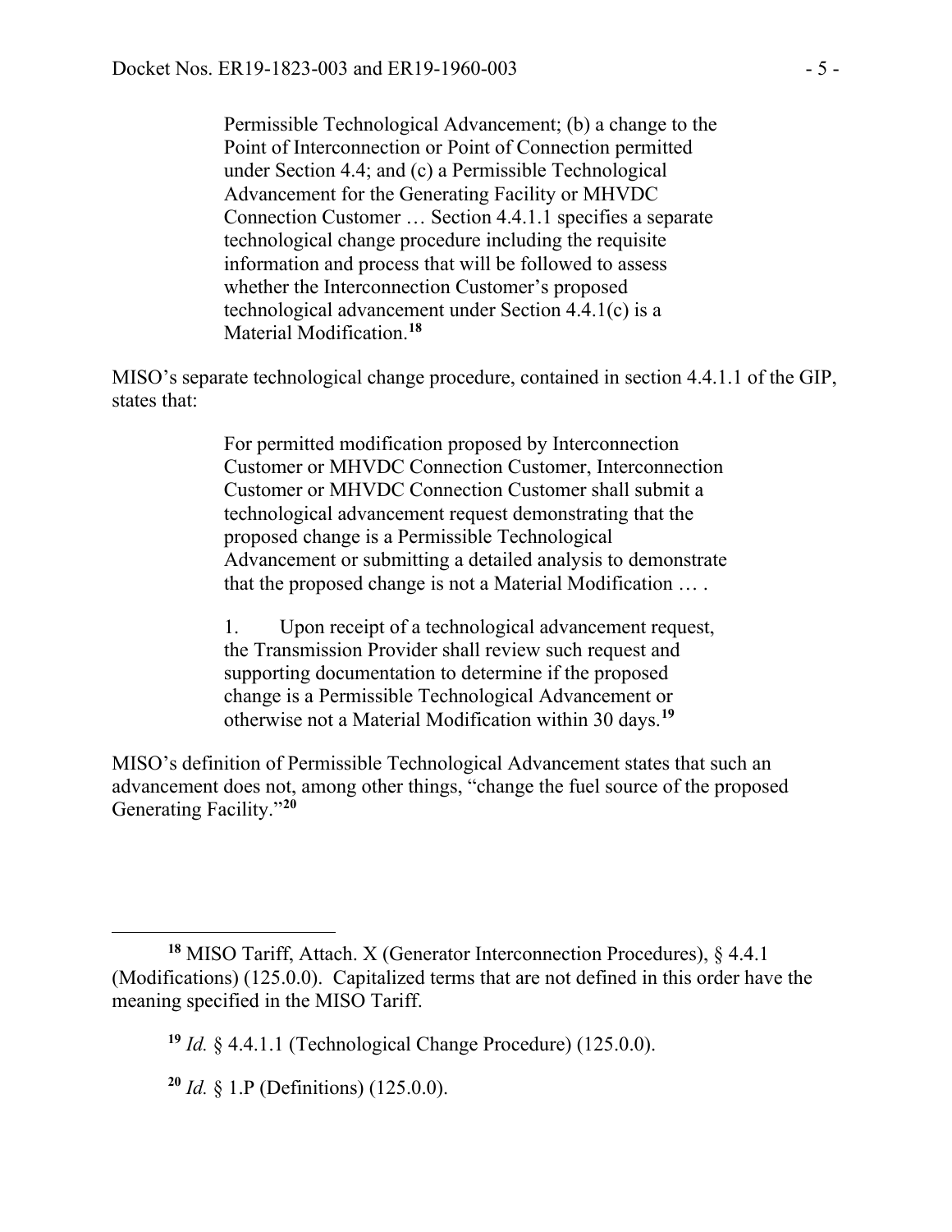> Permissible Technological Advancement; (b) a change to the Point of Interconnection or Point of Connection permitted under Section 4.4; and (c) a Permissible Technological Advancement for the Generating Facility or MHVDC Connection Customer … Section 4.4.1.1 specifies a separate technological change procedure including the requisite information and process that will be followed to assess whether the Interconnection Customer's proposed technological advancement under Section 4.4.1(c) is a Material Modification.[18]

MISO's separate technological change procedure, contained in section 4.4.1.1 of the GIP, states that:

> For permitted modification proposed by Interconnection Customer or MHVDC Connection Customer, Interconnection Customer or MHVDC Connection Customer shall submit a technological advancement request demonstrating that the proposed change is a Permissible Technological Advancement or submitting a detailed analysis to demonstrate that the proposed change is not a Material Modification … .
>
> 1. Upon receipt of a technological advancement request, the Transmission Provider shall review such request and supporting documentation to determine if the proposed change is a Permissible Technological Advancement or otherwise not a Material Modification within 30 days.[19]

MISO's definition of Permissible Technological Advancement states that such an advancement does not, among other things, "change the fuel source of the proposed Generating Facility."[20]

---

[18] MISO Tariff, Attach. X (Generator Interconnection Procedures), § 4.4.1 (Modifications) (125.0.0). Capitalized terms that are not defined in this order have the meaning specified in the MISO Tariff.

[19] *Id.* § 4.4.1.1 (Technological Change Procedure) (125.0.0).

[20] *Id.* § 1.P (Definitions) (125.0.0).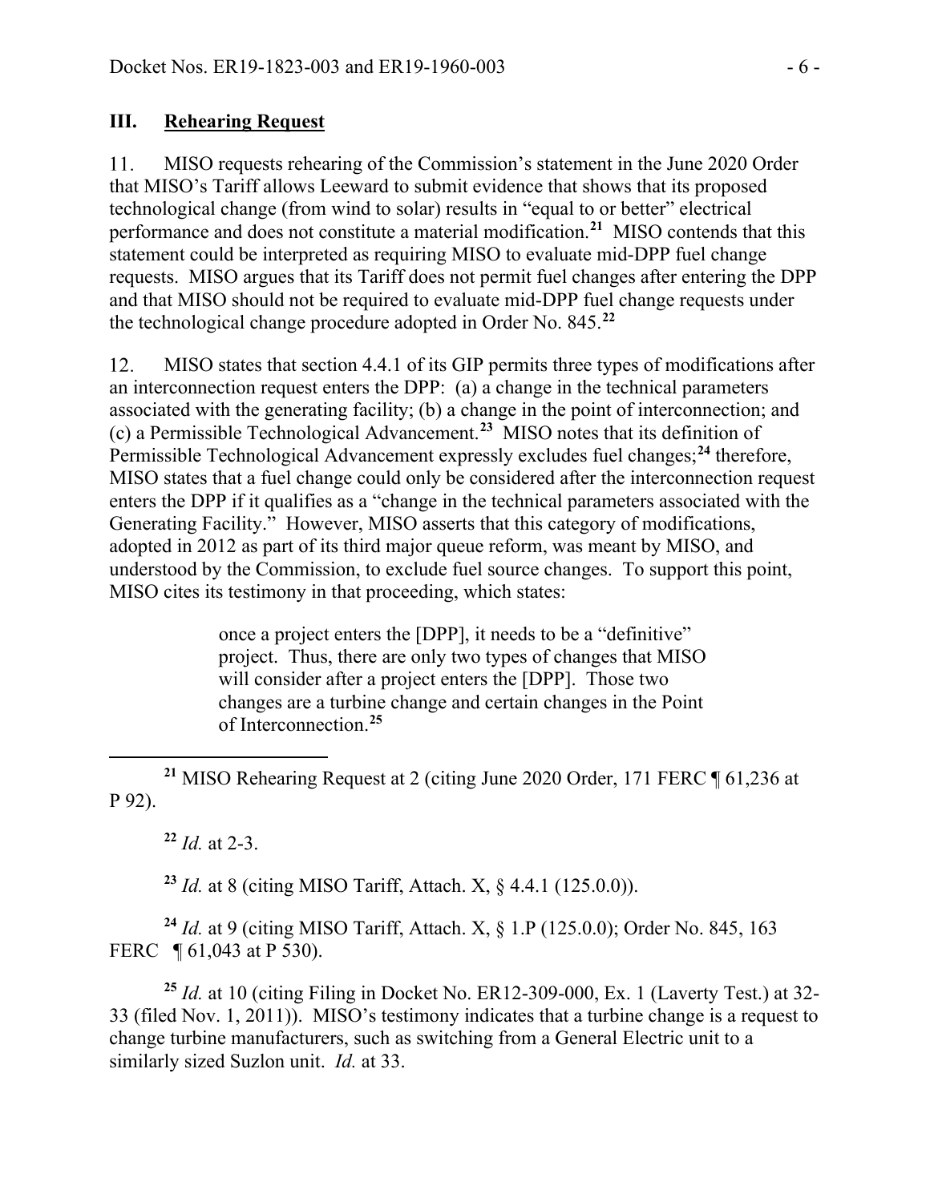## III. Rehearing Request

11. MISO requests rehearing of the Commission's statement in the June 2020 Order that MISO's Tariff allows Leeward to submit evidence that shows that its proposed technological change (from wind to solar) results in "equal to or better" electrical performance and does not constitute a material modification.[21] MISO contends that this statement could be interpreted as requiring MISO to evaluate mid-DPP fuel change requests. MISO argues that its Tariff does not permit fuel changes after entering the DPP and that MISO should not be required to evaluate mid-DPP fuel change requests under the technological change procedure adopted in Order No. 845.[22]

12. MISO states that section 4.4.1 of its GIP permits three types of modifications after an interconnection request enters the DPP: (a) a change in the technical parameters associated with the generating facility; (b) a change in the point of interconnection; and (c) a Permissible Technological Advancement.[23] MISO notes that its definition of Permissible Technological Advancement expressly excludes fuel changes;[24] therefore, MISO states that a fuel change could only be considered after the interconnection request enters the DPP if it qualifies as a "change in the technical parameters associated with the Generating Facility." However, MISO asserts that this category of modifications, adopted in 2012 as part of its third major queue reform, was meant by MISO, and understood by the Commission, to exclude fuel source changes. To support this point, MISO cites its testimony in that proceeding, which states:

> once a project enters the [DPP], it needs to be a "definitive" project. Thus, there are only two types of changes that MISO will consider after a project enters the [DPP]. Those two changes are a turbine change and certain changes in the Point of Interconnection.[25]

---

[21] MISO Rehearing Request at 2 (citing June 2020 Order, 171 FERC ¶ 61,236 at P 92).

[22] *Id.* at 2-3.

[23] *Id.* at 8 (citing MISO Tariff, Attach. X, § 4.4.1 (125.0.0)).

[24] *Id.* at 9 (citing MISO Tariff, Attach. X, § 1.P (125.0.0); Order No. 845, 163 FERC ¶ 61,043 at P 530).

[25] *Id.* at 10 (citing Filing in Docket No. ER12-309-000, Ex. 1 (Laverty Test.) at 32-33 (filed Nov. 1, 2011)). MISO's testimony indicates that a turbine change is a request to change turbine manufacturers, such as switching from a General Electric unit to a similarly sized Suzlon unit. *Id.* at 33.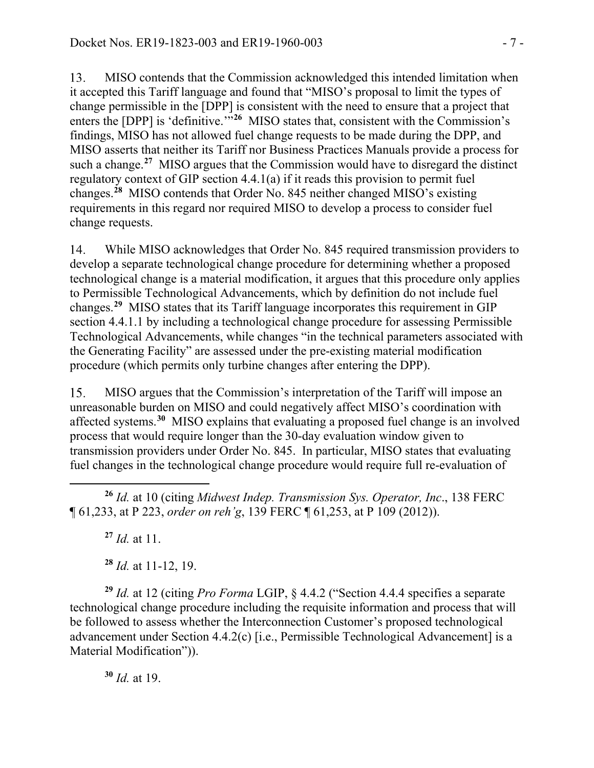13. MISO contends that the Commission acknowledged this intended limitation when it accepted this Tariff language and found that "MISO's proposal to limit the types of change permissible in the [DPP] is consistent with the need to ensure that a project that enters the [DPP] is 'definitive.'"[26] MISO states that, consistent with the Commission's findings, MISO has not allowed fuel change requests to be made during the DPP, and MISO asserts that neither its Tariff nor Business Practices Manuals provide a process for such a change.[27] MISO argues that the Commission would have to disregard the distinct regulatory context of GIP section 4.4.1(a) if it reads this provision to permit fuel changes.[28] MISO contends that Order No. 845 neither changed MISO's existing requirements in this regard nor required MISO to develop a process to consider fuel change requests.

14. While MISO acknowledges that Order No. 845 required transmission providers to develop a separate technological change procedure for determining whether a proposed technological change is a material modification, it argues that this procedure only applies to Permissible Technological Advancements, which by definition do not include fuel changes.[29] MISO states that its Tariff language incorporates this requirement in GIP section 4.4.1.1 by including a technological change procedure for assessing Permissible Technological Advancements, while changes "in the technical parameters associated with the Generating Facility" are assessed under the pre-existing material modification procedure (which permits only turbine changes after entering the DPP).

15. MISO argues that the Commission's interpretation of the Tariff will impose an unreasonable burden on MISO and could negatively affect MISO's coordination with affected systems.[30] MISO explains that evaluating a proposed fuel change is an involved process that would require longer than the 30-day evaluation window given to transmission providers under Order No. 845. In particular, MISO states that evaluating fuel changes in the technological change procedure would require full re-evaluation of

---

[26] *Id.* at 10 (citing *Midwest Indep. Transmission Sys. Operator, Inc*., 138 FERC ¶ 61,233, at P 223, *order on reh'g*, 139 FERC ¶ 61,253, at P 109 (2012)).

[27] *Id.* at 11.

[28] *Id.* at 11-12, 19.

[29] *Id.* at 12 (citing *Pro Forma* LGIP, § 4.4.2 ("Section 4.4.4 specifies a separate technological change procedure including the requisite information and process that will be followed to assess whether the Interconnection Customer's proposed technological advancement under Section 4.4.2(c) [i.e., Permissible Technological Advancement] is a Material Modification")).

[30] *Id.* at 19.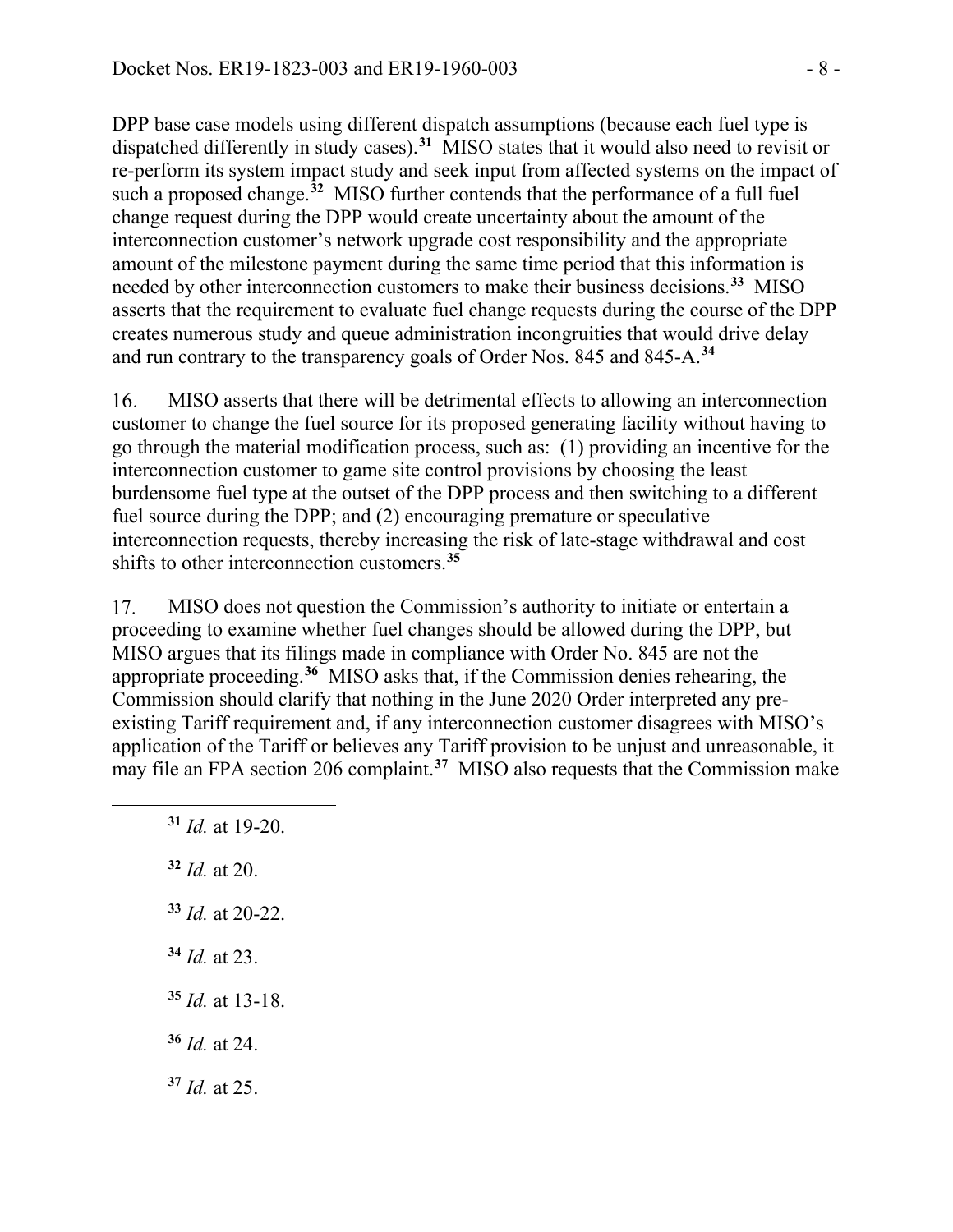DPP base case models using different dispatch assumptions (because each fuel type is dispatched differently in study cases).[31] MISO states that it would also need to revisit or re-perform its system impact study and seek input from affected systems on the impact of such a proposed change.[32] MISO further contends that the performance of a full fuel change request during the DPP would create uncertainty about the amount of the interconnection customer's network upgrade cost responsibility and the appropriate amount of the milestone payment during the same time period that this information is needed by other interconnection customers to make their business decisions.[33] MISO asserts that the requirement to evaluate fuel change requests during the course of the DPP creates numerous study and queue administration incongruities that would drive delay and run contrary to the transparency goals of Order Nos. 845 and 845-A.[34]

16. MISO asserts that there will be detrimental effects to allowing an interconnection customer to change the fuel source for its proposed generating facility without having to go through the material modification process, such as: (1) providing an incentive for the interconnection customer to game site control provisions by choosing the least burdensome fuel type at the outset of the DPP process and then switching to a different fuel source during the DPP; and (2) encouraging premature or speculative interconnection requests, thereby increasing the risk of late-stage withdrawal and cost shifts to other interconnection customers.[35]

17. MISO does not question the Commission's authority to initiate or entertain a proceeding to examine whether fuel changes should be allowed during the DPP, but MISO argues that its filings made in compliance with Order No. 845 are not the appropriate proceeding.[36] MISO asks that, if the Commission denies rehearing, the Commission should clarify that nothing in the June 2020 Order interpreted any pre-existing Tariff requirement and, if any interconnection customer disagrees with MISO's application of the Tariff or believes any Tariff provision to be unjust and unreasonable, it may file an FPA section 206 complaint.[37] MISO also requests that the Commission make

[31] *Id.* at 19-20.

[32] *Id.* at 20.

[33] *Id.* at 20-22.

[34] *Id.* at 23.

[35] *Id.* at 13-18.

[36] *Id.* at 24.

[37] *Id.* at 25.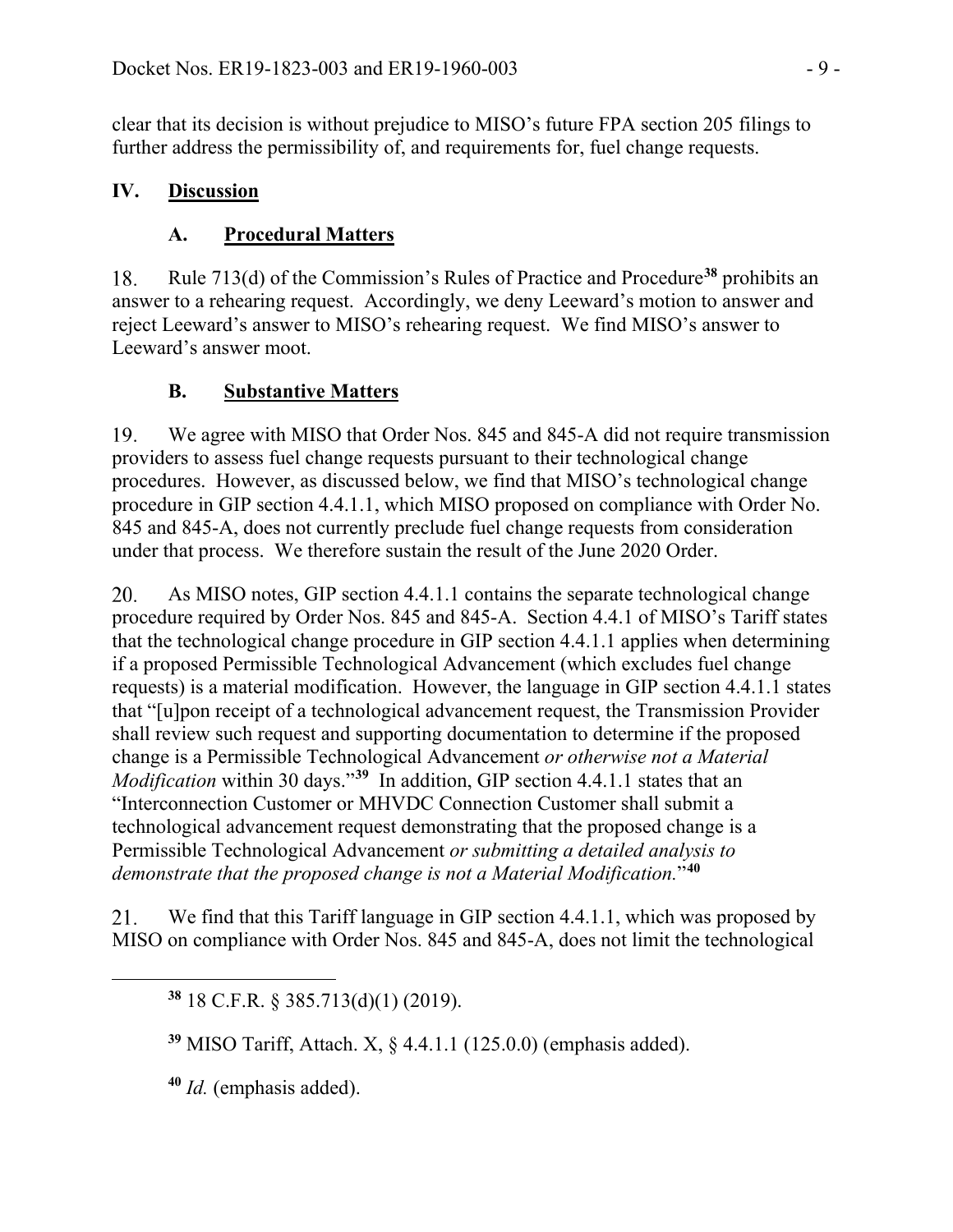clear that its decision is without prejudice to MISO's future FPA section 205 filings to further address the permissibility of, and requirements for, fuel change requests.

## IV. Discussion

### A. Procedural Matters

18. Rule 713(d) of the Commission's Rules of Practice and Procedure[38] prohibits an answer to a rehearing request. Accordingly, we deny Leeward's motion to answer and reject Leeward's answer to MISO's rehearing request. We find MISO's answer to Leeward's answer moot.

### B. Substantive Matters

19. We agree with MISO that Order Nos. 845 and 845-A did not require transmission providers to assess fuel change requests pursuant to their technological change procedures. However, as discussed below, we find that MISO's technological change procedure in GIP section 4.4.1.1, which MISO proposed on compliance with Order No. 845 and 845-A, does not currently preclude fuel change requests from consideration under that process. We therefore sustain the result of the June 2020 Order.

20. As MISO notes, GIP section 4.4.1.1 contains the separate technological change procedure required by Order Nos. 845 and 845-A. Section 4.4.1 of MISO's Tariff states that the technological change procedure in GIP section 4.4.1.1 applies when determining if a proposed Permissible Technological Advancement (which excludes fuel change requests) is a material modification. However, the language in GIP section 4.4.1.1 states that "[u]pon receipt of a technological advancement request, the Transmission Provider shall review such request and supporting documentation to determine if the proposed change is a Permissible Technological Advancement *or otherwise not a Material Modification* within 30 days."[39] In addition, GIP section 4.4.1.1 states that an "Interconnection Customer or MHVDC Connection Customer shall submit a technological advancement request demonstrating that the proposed change is a Permissible Technological Advancement *or submitting a detailed analysis to demonstrate that the proposed change is not a Material Modification.*"[40]

21. We find that this Tariff language in GIP section 4.4.1.1, which was proposed by MISO on compliance with Order Nos. 845 and 845-A, does not limit the technological

---

[38] 18 C.F.R. § 385.713(d)(1) (2019).

[39] MISO Tariff, Attach. X, § 4.4.1.1 (125.0.0) (emphasis added).

[40] *Id.* (emphasis added).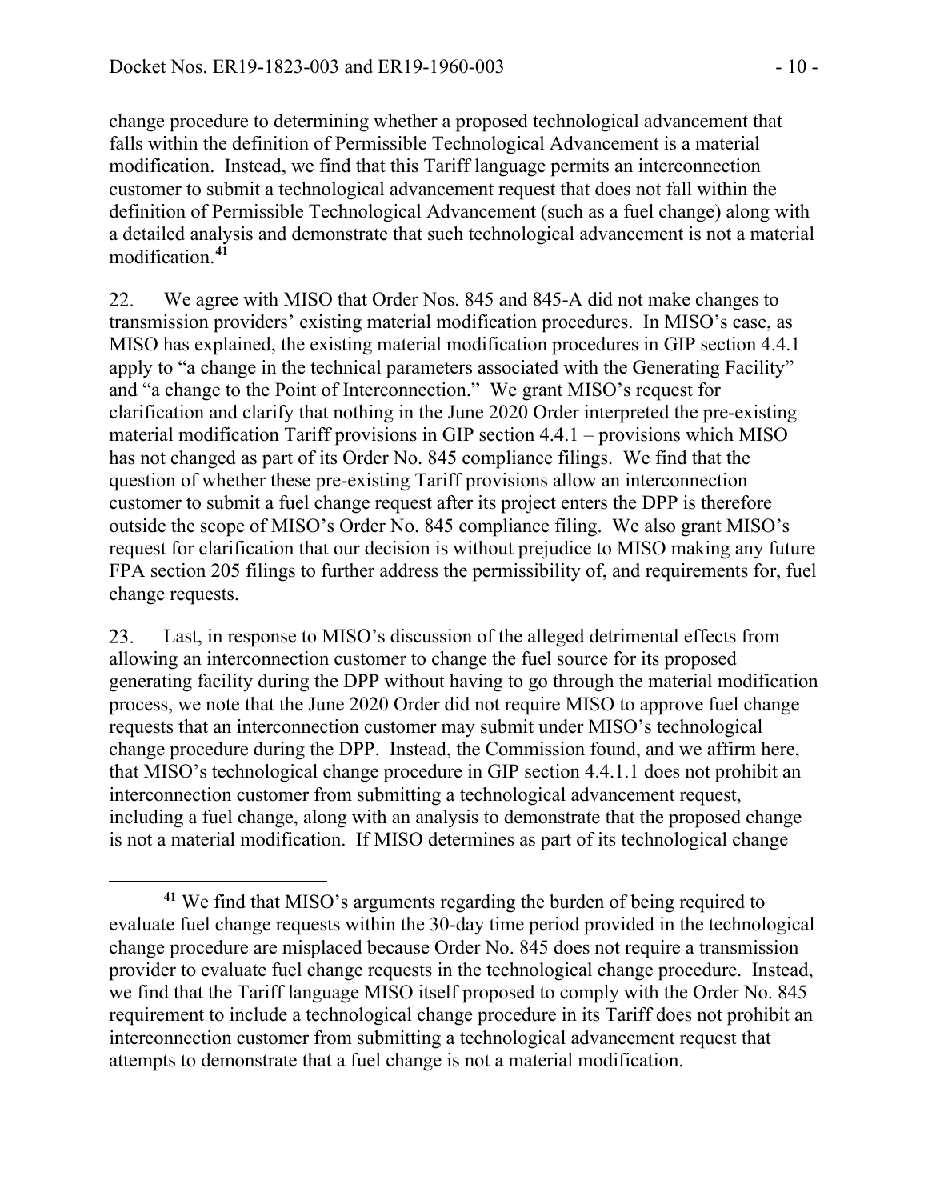change procedure to determining whether a proposed technological advancement that falls within the definition of Permissible Technological Advancement is a material modification. Instead, we find that this Tariff language permits an interconnection customer to submit a technological advancement request that does not fall within the definition of Permissible Technological Advancement (such as a fuel change) along with a detailed analysis and demonstrate that such technological advancement is not a material modification.[41]

22. We agree with MISO that Order Nos. 845 and 845-A did not make changes to transmission providers' existing material modification procedures. In MISO's case, as MISO has explained, the existing material modification procedures in GIP section 4.4.1 apply to "a change in the technical parameters associated with the Generating Facility" and "a change to the Point of Interconnection." We grant MISO's request for clarification and clarify that nothing in the June 2020 Order interpreted the pre-existing material modification Tariff provisions in GIP section 4.4.1 – provisions which MISO has not changed as part of its Order No. 845 compliance filings. We find that the question of whether these pre-existing Tariff provisions allow an interconnection customer to submit a fuel change request after its project enters the DPP is therefore outside the scope of MISO's Order No. 845 compliance filing. We also grant MISO's request for clarification that our decision is without prejudice to MISO making any future FPA section 205 filings to further address the permissibility of, and requirements for, fuel change requests.

23. Last, in response to MISO's discussion of the alleged detrimental effects from allowing an interconnection customer to change the fuel source for its proposed generating facility during the DPP without having to go through the material modification process, we note that the June 2020 Order did not require MISO to approve fuel change requests that an interconnection customer may submit under MISO's technological change procedure during the DPP. Instead, the Commission found, and we affirm here, that MISO's technological change procedure in GIP section 4.4.1.1 does not prohibit an interconnection customer from submitting a technological advancement request, including a fuel change, along with an analysis to demonstrate that the proposed change is not a material modification. If MISO determines as part of its technological change

[41] We find that MISO's arguments regarding the burden of being required to evaluate fuel change requests within the 30-day time period provided in the technological change procedure are misplaced because Order No. 845 does not require a transmission provider to evaluate fuel change requests in the technological change procedure. Instead, we find that the Tariff language MISO itself proposed to comply with the Order No. 845 requirement to include a technological change procedure in its Tariff does not prohibit an interconnection customer from submitting a technological advancement request that attempts to demonstrate that a fuel change is not a material modification.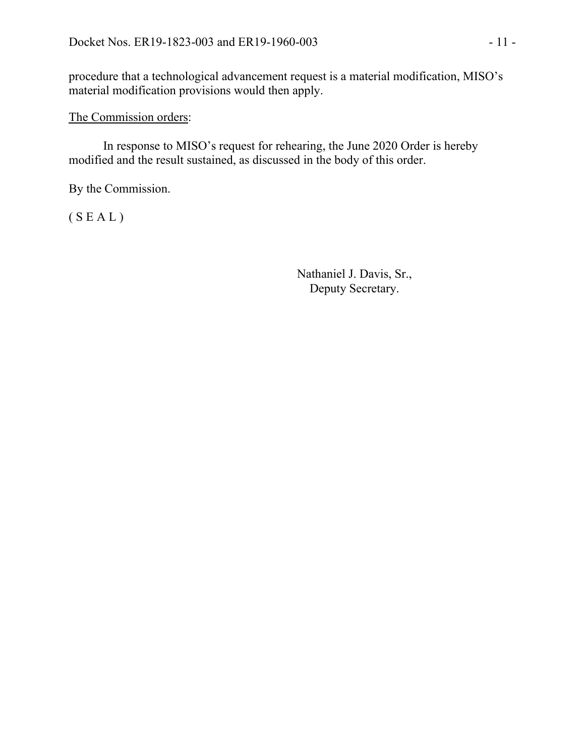procedure that a technological advancement request is a material modification, MISO's material modification provisions would then apply.

<u>The Commission orders</u>:

In response to MISO's request for rehearing, the June 2020 Order is hereby modified and the result sustained, as discussed in the body of this order.

By the Commission.

( S E A L )

Nathaniel J. Davis, Sr.,
Deputy Secretary.